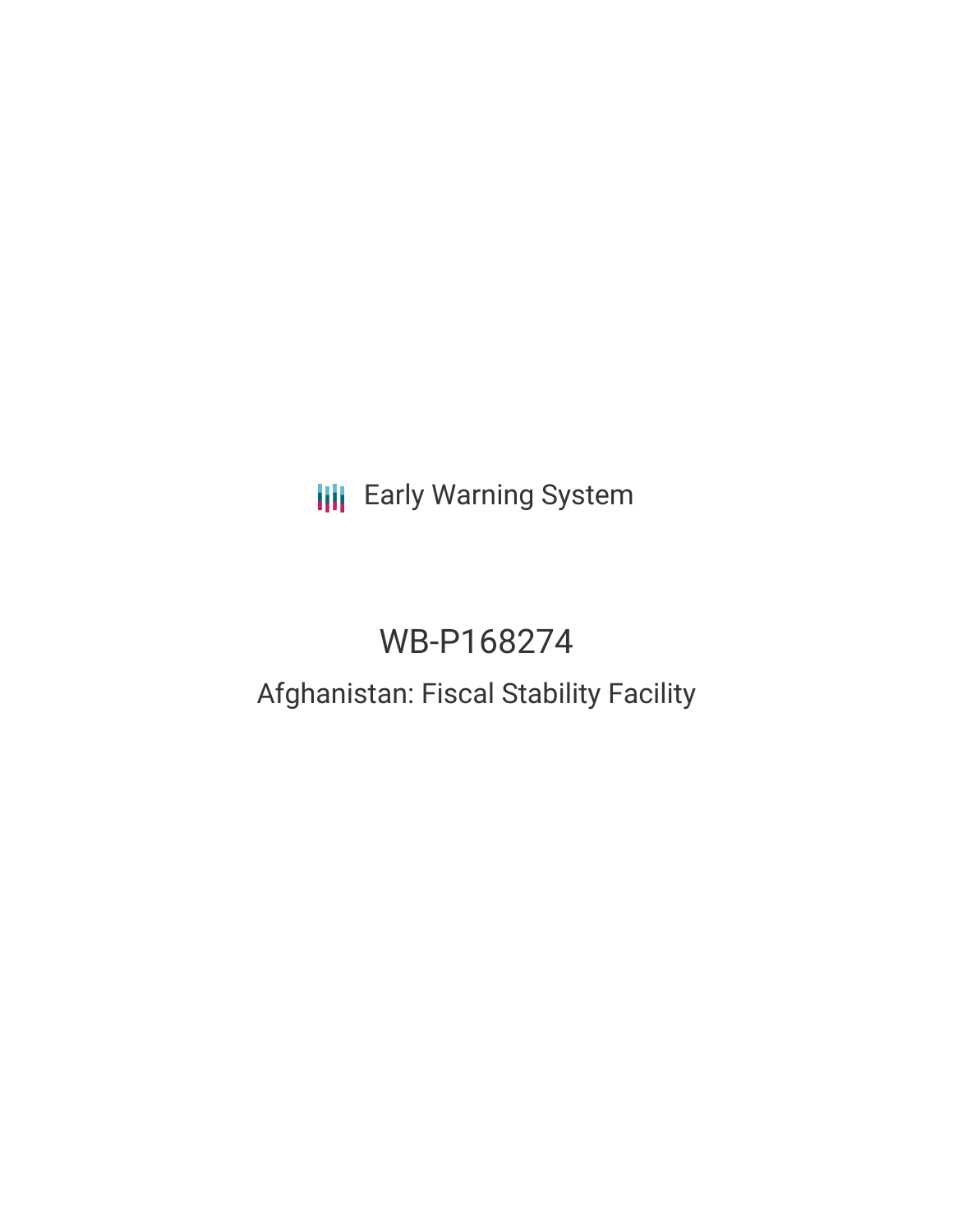Early Warning System

# WB-P168274

## Afghanistan: Fiscal Stability Facility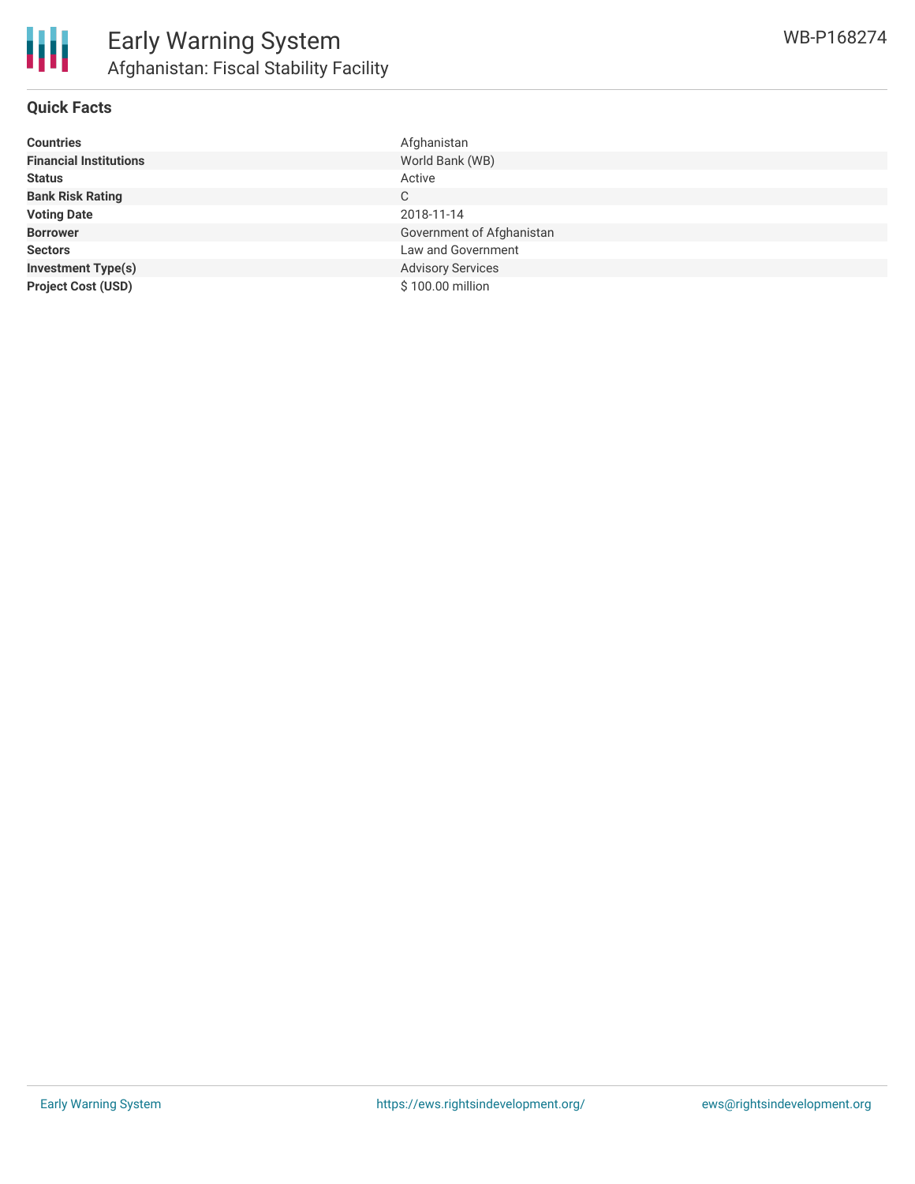# Early Warning System

## Afghanistan: Fiscal Stability Facility

WB-P168274

### Quick Facts

| | |
|---|---|
| **Countries** | Afghanistan |
| **Financial Institutions** | World Bank (WB) |
| **Status** | Active |
| **Bank Risk Rating** | C |
| **Voting Date** | 2018-11-14 |
| **Borrower** | Government of Afghanistan |
| **Sectors** | Law and Government |
| **Investment Type(s)** | Advisory Services |
| **Project Cost (USD)** | $ 100.00 million |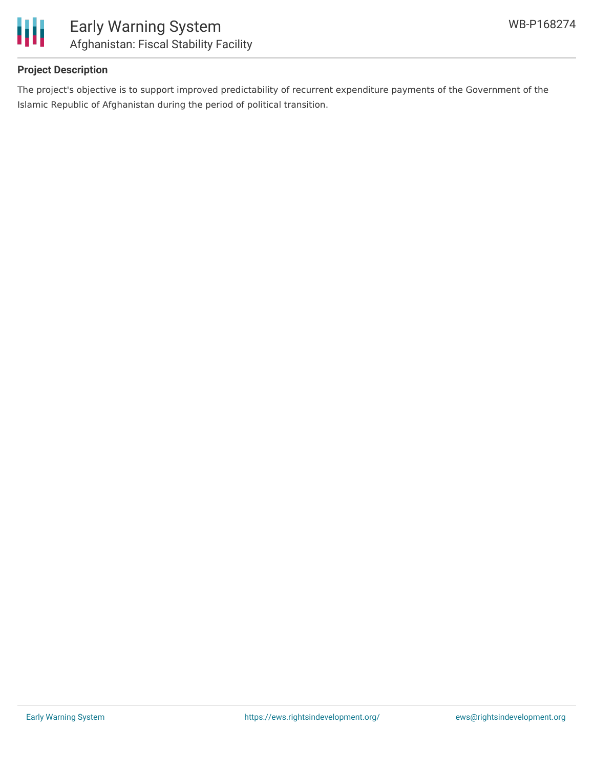## Project Description

The project's objective is to support improved predictability of recurrent expenditure payments of the Government of the Islamic Republic of Afghanistan during the period of political transition.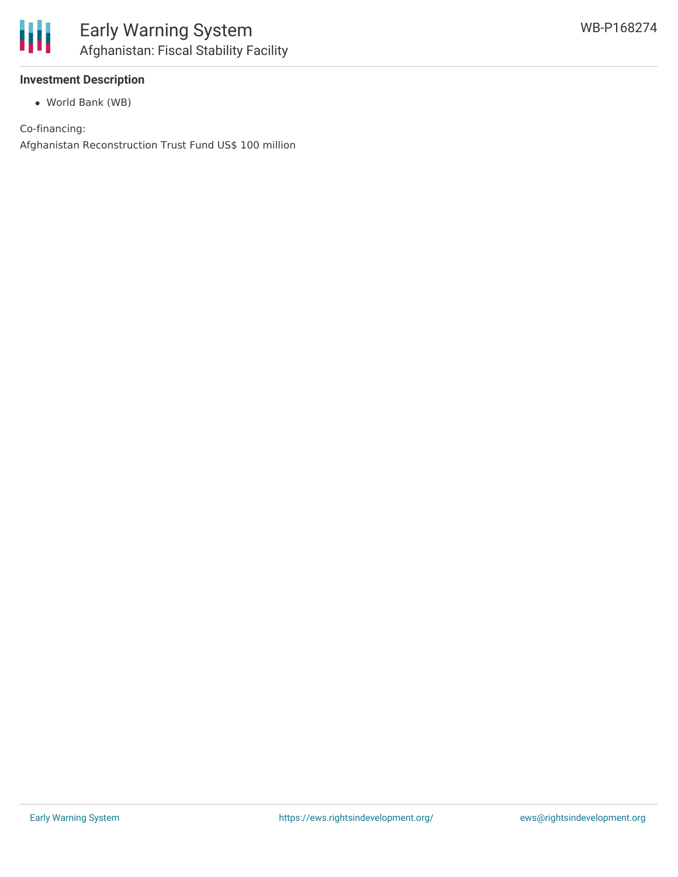**Investment Description**

- World Bank (WB)

Co-financing:

Afghanistan Reconstruction Trust Fund US$ 100 million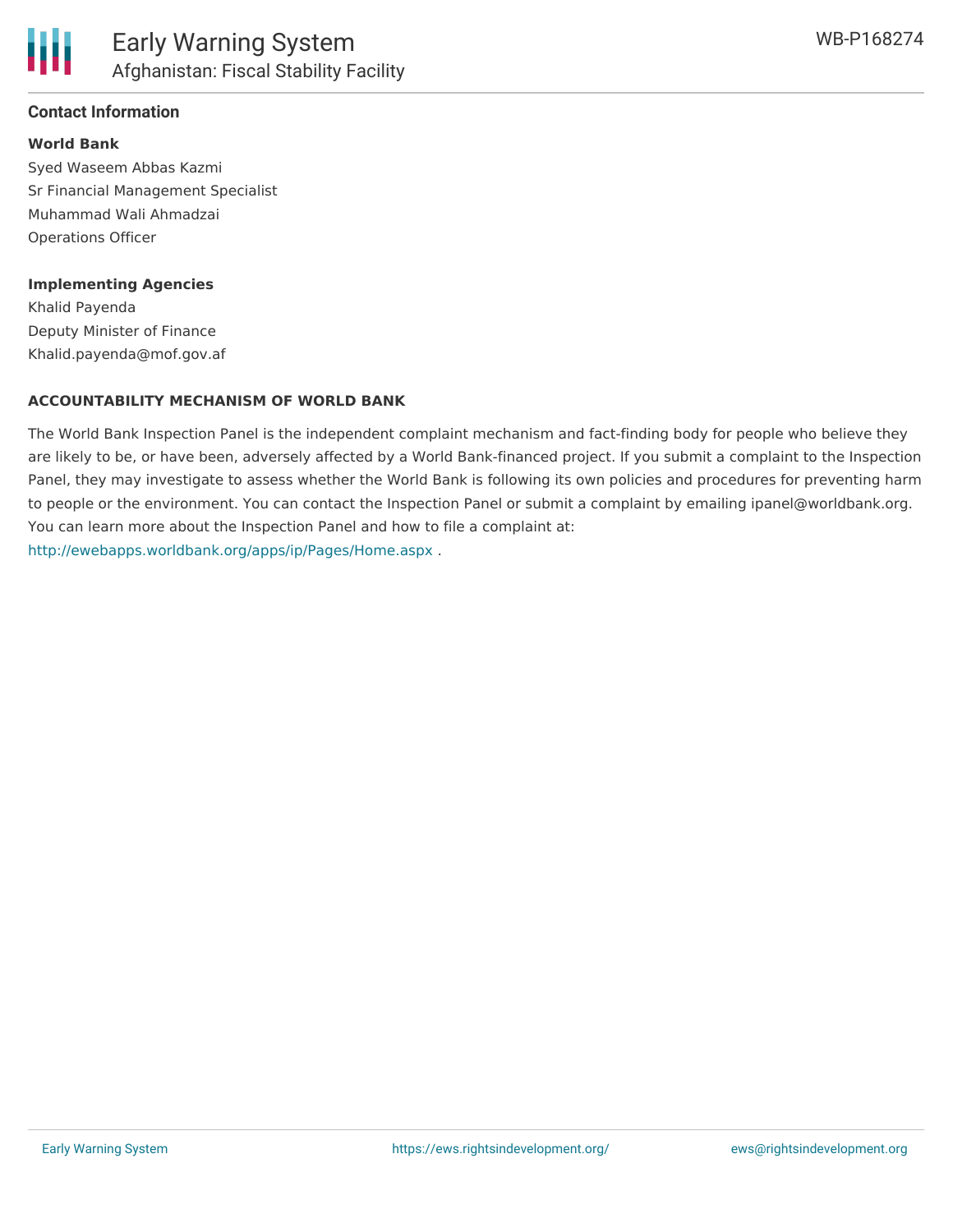## Contact Information

**World Bank**

Syed Waseem Abbas Kazmi
Sr Financial Management Specialist
Muhammad Wali Ahmadzai
Operations Officer

**Implementing Agencies**

Khalid Payenda
Deputy Minister of Finance
Khalid.payenda@mof.gov.af

**ACCOUNTABILITY MECHANISM OF WORLD BANK**

The World Bank Inspection Panel is the independent complaint mechanism and fact-finding body for people who believe they are likely to be, or have been, adversely affected by a World Bank-financed project. If you submit a complaint to the Inspection Panel, they may investigate to assess whether the World Bank is following its own policies and procedures for preventing harm to people or the environment. You can contact the Inspection Panel or submit a complaint by emailing ipanel@worldbank.org. You can learn more about the Inspection Panel and how to file a complaint at:
http://ewebapps.worldbank.org/apps/ip/Pages/Home.aspx .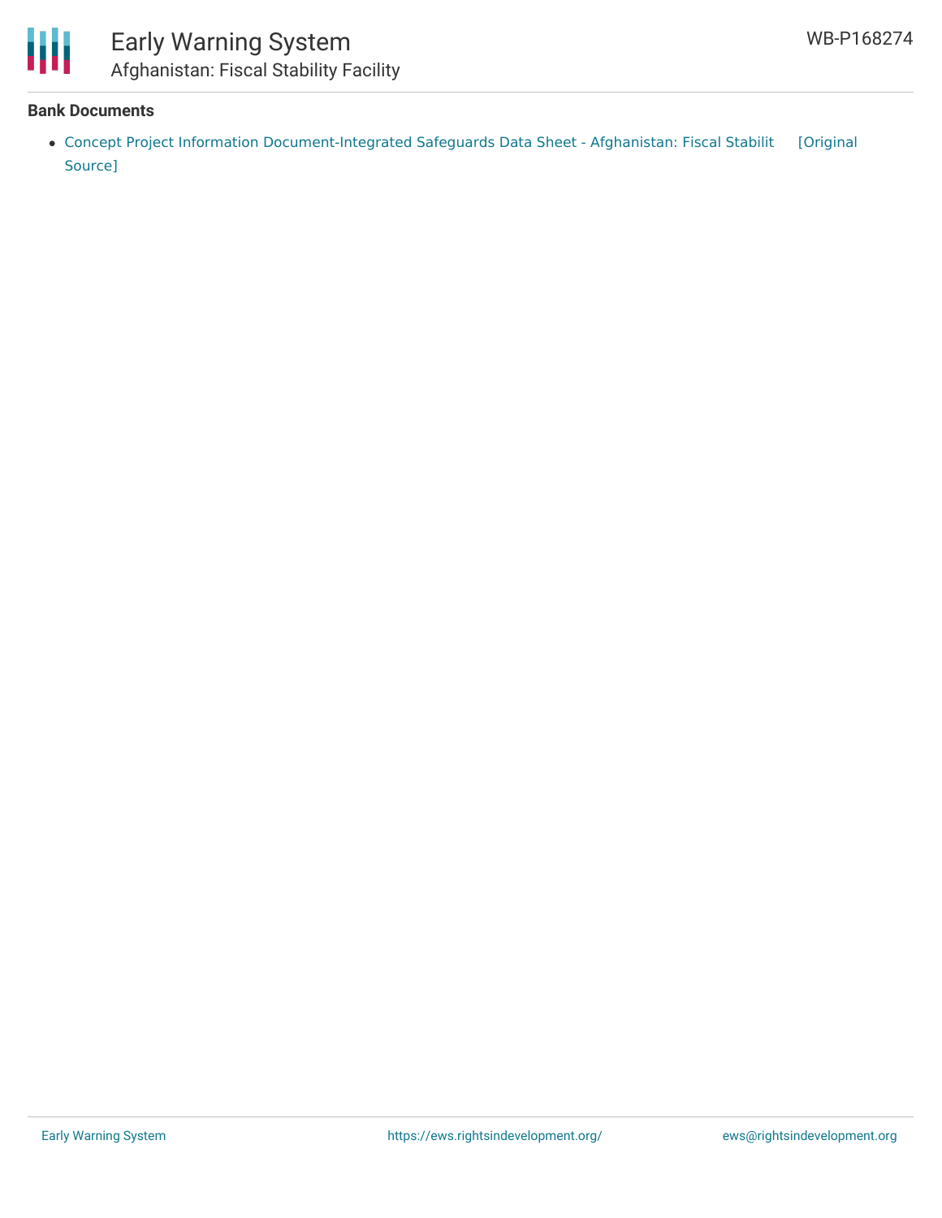**Bank Documents**

- Concept Project Information Document-Integrated Safeguards Data Sheet - Afghanistan: Fiscal Stabilit [Original Source]